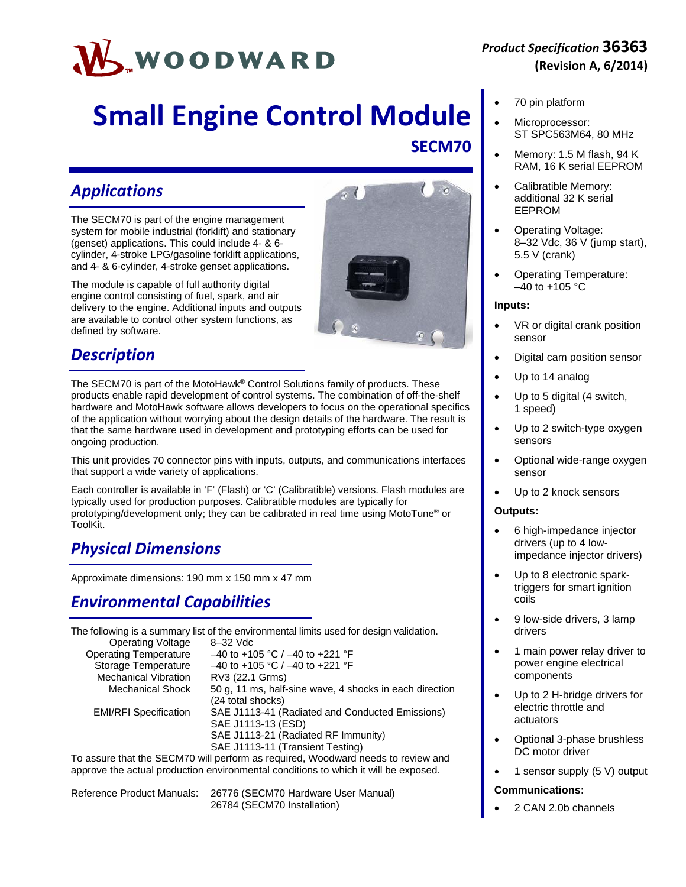**Product Specification 36363**
**(Revision A, 6/2014)**

# Small Engine Control Module

## SECM70

## *Applications*

The SECM70 is part of the engine management system for mobile industrial (forklift) and stationary (genset) applications. This could include 4- & 6-cylinder, 4-stroke LPG/gasoline forklift applications, and 4- & 6-cylinder, 4-stroke genset applications.

The module is capable of full authority digital engine control consisting of fuel, spark, and air delivery to the engine. Additional inputs and outputs are available to control other system functions, as defined by software.

## *Description*

The SECM70 is part of the MotoHawk® Control Solutions family of products. These products enable rapid development of control systems. The combination of off-the-shelf hardware and MotoHawk software allows developers to focus on the operational specifics of the application without worrying about the design details of the hardware. The result is that the same hardware used in development and prototyping efforts can be used for ongoing production.

This unit provides 70 connector pins with inputs, outputs, and communications interfaces that support a wide variety of applications.

Each controller is available in 'F' (Flash) or 'C' (Calibratible) versions. Flash modules are typically used for production purposes. Calibratible modules are typically for prototyping/development only; they can be calibrated in real time using MotoTune® or ToolKit.

## *Physical Dimensions*

Approximate dimensions: 190 mm x 150 mm x 47 mm

## *Environmental Capabilities*

The following is a summary list of the environmental limits used for design validation.

| | |
|---|---|
| Operating Voltage | 8–32 Vdc |
| Operating Temperature | –40 to +105 °C / –40 to +221 °F |
| Storage Temperature | –40 to +105 °C / –40 to +221 °F |
| Mechanical Vibration | RV3 (22.1 Grms) |
| Mechanical Shock | 50 g, 11 ms, half-sine wave, 4 shocks in each direction (24 total shocks) |
| EMI/RFI Specification | SAE J1113-41 (Radiated and Conducted Emissions)<br>SAE J1113-13 (ESD)<br>SAE J1113-21 (Radiated RF Immunity)<br>SAE J1113-11 (Transient Testing) |

To assure that the SECM70 will perform as required, Woodward needs to review and approve the actual production environmental conditions to which it will be exposed.

Reference Product Manuals: 26776 (SECM70 Hardware User Manual)
26784 (SECM70 Installation)

---

- 70 pin platform
- Microprocessor: ST SPC563M64, 80 MHz
- Memory: 1.5 M flash, 94 K RAM, 16 K serial EEPROM
- Calibratible Memory: additional 32 K serial EEPROM
- Operating Voltage: 8–32 Vdc, 36 V (jump start), 5.5 V (crank)
- Operating Temperature: –40 to +105 °C

**Inputs:**

- VR or digital crank position sensor
- Digital cam position sensor
- Up to 14 analog
- Up to 5 digital (4 switch, 1 speed)
- Up to 2 switch-type oxygen sensors
- Optional wide-range oxygen sensor
- Up to 2 knock sensors

**Outputs:**

- 6 high-impedance injector drivers (up to 4 low-impedance injector drivers)
- Up to 8 electronic spark-triggers for smart ignition coils
- 9 low-side drivers, 3 lamp drivers
- 1 main power relay driver to power engine electrical components
- Up to 2 H-bridge drivers for electric throttle and actuators
- Optional 3-phase brushless DC motor driver
- 1 sensor supply (5 V) output

**Communications:**

- 2 CAN 2.0b channels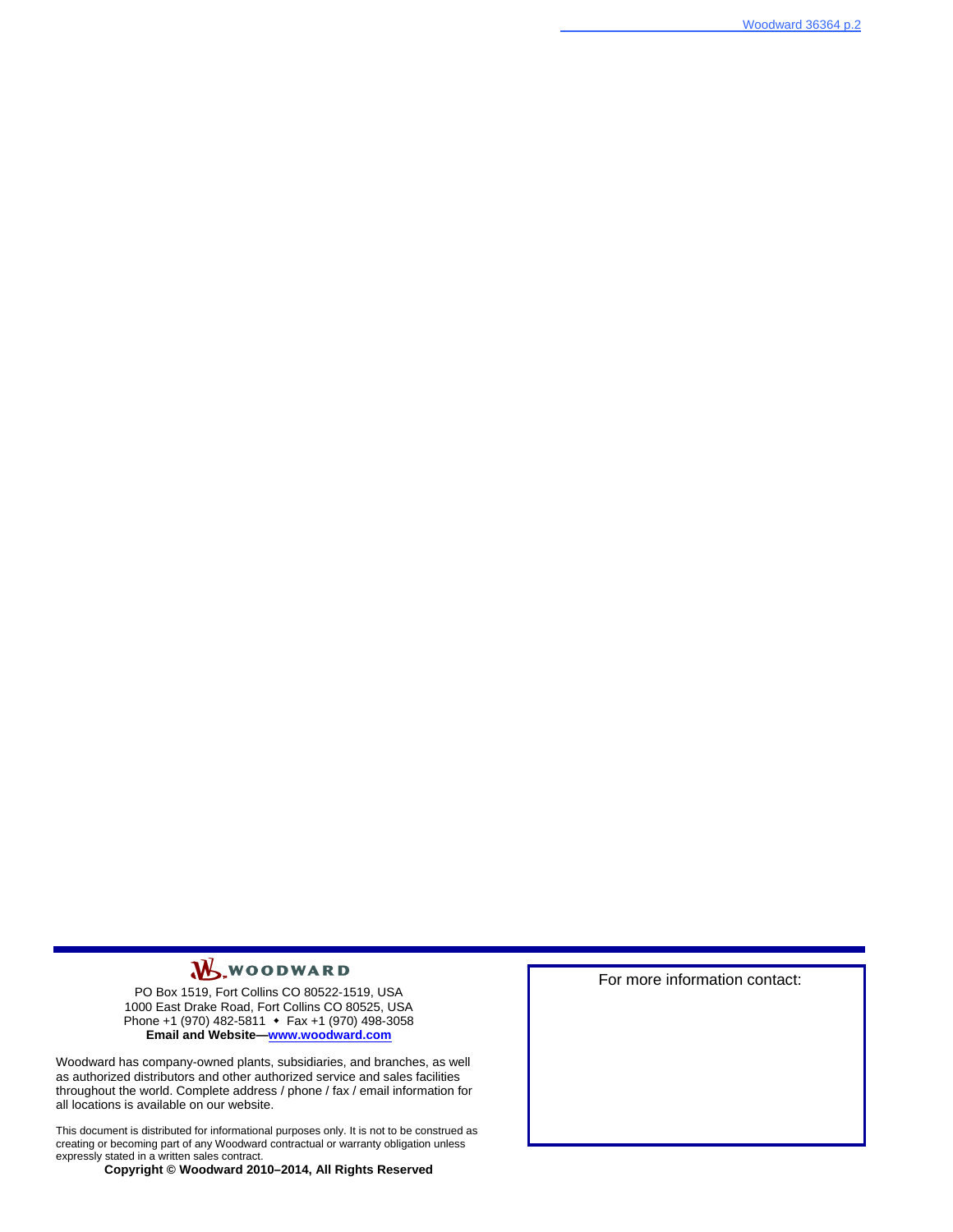**WOODWARD**

PO Box 1519, Fort Collins CO 80522-1519, USA
1000 East Drake Road, Fort Collins CO 80525, USA
Phone +1 (970) 482-5811 ♦ Fax +1 (970) 498-3058
**Email and Website—www.woodward.com**

Woodward has company-owned plants, subsidiaries, and branches, as well as authorized distributors and other authorized service and sales facilities throughout the world. Complete address / phone / fax / email information for all locations is available on our website.

This document is distributed for informational purposes only. It is not to be construed as creating or becoming part of any Woodward contractual or warranty obligation unless expressly stated in a written sales contract.

**Copyright © Woodward 2010–2014, All Rights Reserved**

For more information contact: